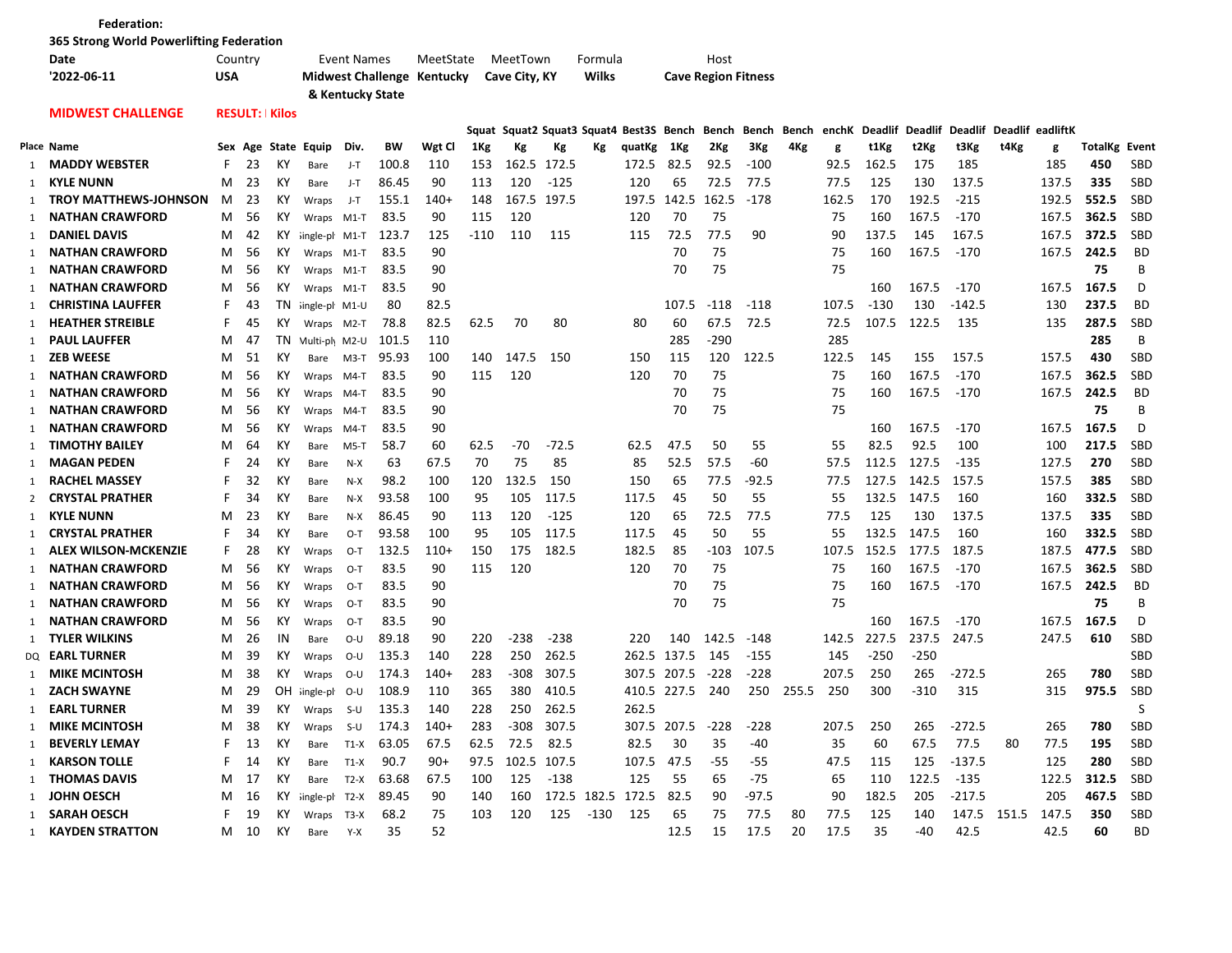**Federation:**

**365 Strong World Powerlifting Federation**

| Date | Country | Event Names | MeetState | MeetTown | Formula | Host |
|---|---|---|---|---|---|---|
| '2022-06-11 | USA | Midwest Challenge & Kentucky State | Kentucky | Cave City, KY | Wilks | Cave Region Fitness |

**MIDWEST CHALLENGE** **RESULT: Kilos**

| Place | Name | Sex | Age | State | Equip | Div. | BW | Wgt Cl | Squat1Kg | Squat2Kg | Squat3Kg | Squat4Kg | Best3SquatKg | Bench1Kg | Bench2Kg | Bench3Kg | Bench4Kg | BenchKg | Deadlift1Kg | Deadlift2Kg | Deadlift3Kg | Deadlift4Kg | DeadliftKg | TotalKg | Event |
|---|---|---|---|---|---|---|---|---|---|---|---|---|---|---|---|---|---|---|---|---|---|---|---|---|---|
| 1 | MADDY WEBSTER | F | 23 | KY | Bare | J-T | 100.8 | 110 | 153 | 162.5 | 172.5 | | 172.5 | 82.5 | 92.5 | -100 | | 92.5 | 162.5 | 175 | 185 | | 185 | 450 | SBD |
| 1 | KYLE NUNN | M | 23 | KY | Bare | J-T | 86.45 | 90 | 113 | 120 | -125 | | 120 | 65 | 72.5 | 77.5 | | 77.5 | 125 | 130 | 137.5 | | 137.5 | 335 | SBD |
| 1 | TROY MATTHEWS-JOHNSON | M | 23 | KY | Wraps | J-T | 155.1 | 140+ | 148 | 167.5 | 197.5 | | 197.5 | 142.5 | 162.5 | -178 | | 162.5 | 170 | 192.5 | -215 | | 192.5 | 552.5 | SBD |
| 1 | NATHAN CRAWFORD | M | 56 | KY | Wraps | M1-T | 83.5 | 90 | 115 | 120 | | | 120 | 70 | 75 | | | 75 | 160 | 167.5 | -170 | | 167.5 | 362.5 | SBD |
| 1 | DANIEL DAVIS | M | 42 | KY | Single-ply | M1-T | 123.7 | 125 | -110 | 110 | 115 | | 115 | 72.5 | 77.5 | 90 | | 90 | 137.5 | 145 | 167.5 | | 167.5 | 372.5 | SBD |
| 1 | NATHAN CRAWFORD | M | 56 | KY | Wraps | M1-T | 83.5 | 90 | | | | | | 70 | 75 | | | 75 | 160 | 167.5 | -170 | | 167.5 | 242.5 | BD |
| 1 | NATHAN CRAWFORD | M | 56 | KY | Wraps | M1-T | 83.5 | 90 | | | | | | 70 | 75 | | | 75 | | | | | | 75 | B |
| 1 | NATHAN CRAWFORD | M | 56 | KY | Wraps | M1-T | 83.5 | 90 | | | | | | | | | | | 160 | 167.5 | -170 | | 167.5 | 167.5 | D |
| 1 | CHRISTINA LAUFFER | F | 43 | TN | Single-ply | M1-U | 80 | 82.5 | | | | | | 107.5 | -118 | -118 | | 107.5 | -130 | 130 | -142.5 | | 130 | 237.5 | BD |
| 1 | HEATHER STREIBLE | F | 45 | KY | Wraps | M2-T | 78.8 | 82.5 | 62.5 | 70 | 80 | | 80 | 60 | 67.5 | 72.5 | | 72.5 | 107.5 | 122.5 | 135 | | 135 | 287.5 | SBD |
| 1 | PAUL LAUFFER | M | 47 | TN | Multi-ply | M2-U | 101.5 | 110 | | | | | | 285 | -290 | | | 285 | | | | | | 285 | B |
| 1 | ZEB WEESE | M | 51 | KY | Bare | M3-T | 95.93 | 100 | 140 | 147.5 | 150 | | 150 | 115 | 120 | 122.5 | | 122.5 | 145 | 155 | 157.5 | | 157.5 | 430 | SBD |
| 1 | NATHAN CRAWFORD | M | 56 | KY | Wraps | M4-T | 83.5 | 90 | 115 | 120 | | | 120 | 70 | 75 | | | 75 | 160 | 167.5 | -170 | | 167.5 | 362.5 | SBD |
| 1 | NATHAN CRAWFORD | M | 56 | KY | Wraps | M4-T | 83.5 | 90 | | | | | | 70 | 75 | | | 75 | 160 | 167.5 | -170 | | 167.5 | 242.5 | BD |
| 1 | NATHAN CRAWFORD | M | 56 | KY | Wraps | M4-T | 83.5 | 90 | | | | | | 70 | 75 | | | 75 | | | | | | 75 | B |
| 1 | NATHAN CRAWFORD | M | 56 | KY | Wraps | M4-T | 83.5 | 90 | | | | | | | | | | | 160 | 167.5 | -170 | | 167.5 | 167.5 | D |
| 1 | TIMOTHY BAILEY | M | 64 | KY | Bare | M5-T | 58.7 | 60 | 62.5 | -70 | -72.5 | | 62.5 | 47.5 | 50 | 55 | | 55 | 82.5 | 92.5 | 100 | | 100 | 217.5 | SBD |
| 1 | MAGAN PEDEN | F | 24 | KY | Bare | N-X | 63 | 67.5 | 70 | 75 | 85 | | 85 | 52.5 | 57.5 | -60 | | 57.5 | 112.5 | 127.5 | -135 | | 127.5 | 270 | SBD |
| 1 | RACHEL MASSEY | F | 32 | KY | Bare | N-X | 98.2 | 100 | 120 | 132.5 | 150 | | 150 | 65 | 77.5 | -92.5 | | 77.5 | 127.5 | 142.5 | 157.5 | | 157.5 | 385 | SBD |
| 2 | CRYSTAL PRATHER | F | 34 | KY | Bare | N-X | 93.58 | 100 | 95 | 105 | 117.5 | | 117.5 | 45 | 50 | 55 | | 55 | 132.5 | 147.5 | 160 | | 160 | 332.5 | SBD |
| 1 | KYLE NUNN | M | 23 | KY | Bare | N-X | 86.45 | 90 | 113 | 120 | -125 | | 120 | 65 | 72.5 | 77.5 | | 77.5 | 125 | 130 | 137.5 | | 137.5 | 335 | SBD |
| 1 | CRYSTAL PRATHER | F | 34 | KY | Bare | O-T | 93.58 | 100 | 95 | 105 | 117.5 | | 117.5 | 45 | 50 | 55 | | 55 | 132.5 | 147.5 | 160 | | 160 | 332.5 | SBD |
| 1 | ALEX WILSON-MCKENZIE | F | 28 | KY | Wraps | O-T | 132.5 | 110+ | 150 | 175 | 182.5 | | 182.5 | 85 | -103 | 107.5 | | 107.5 | 152.5 | 177.5 | 187.5 | | 187.5 | 477.5 | SBD |
| 1 | NATHAN CRAWFORD | M | 56 | KY | Wraps | O-T | 83.5 | 90 | 115 | 120 | | | 120 | 70 | 75 | | | 75 | 160 | 167.5 | -170 | | 167.5 | 362.5 | SBD |
| 1 | NATHAN CRAWFORD | M | 56 | KY | Wraps | O-T | 83.5 | 90 | | | | | | 70 | 75 | | | 75 | 160 | 167.5 | -170 | | 167.5 | 242.5 | BD |
| 1 | NATHAN CRAWFORD | M | 56 | KY | Wraps | O-T | 83.5 | 90 | | | | | | 70 | 75 | | | 75 | | | | | | 75 | B |
| 1 | NATHAN CRAWFORD | M | 56 | KY | Wraps | O-T | 83.5 | 90 | | | | | | | | | | | 160 | 167.5 | -170 | | 167.5 | 167.5 | D |
| 1 | TYLER WILKINS | M | 26 | IN | Bare | O-U | 89.18 | 90 | 220 | -238 | -238 | | 220 | 140 | 142.5 | -148 | | 142.5 | 227.5 | 237.5 | 247.5 | | 247.5 | 610 | SBD |
| DQ | EARL TURNER | M | 39 | KY | Wraps | O-U | 135.3 | 140 | 228 | 250 | 262.5 | | 262.5 | 137.5 | 145 | -155 | | 145 | -250 | -250 | | | | | SBD |
| 1 | MIKE MCINTOSH | M | 38 | KY | Wraps | O-U | 174.3 | 140+ | 283 | -308 | 307.5 | | 307.5 | 207.5 | -228 | -228 | | 207.5 | 250 | 265 | -272.5 | | 265 | 780 | SBD |
| 1 | ZACH SWAYNE | M | 29 | OH | Single-ply | O-U | 108.9 | 110 | 365 | 380 | 410.5 | | 410.5 | 227.5 | 240 | 250 | 255.5 | 250 | 300 | -310 | 315 | | 315 | 975.5 | SBD |
| 1 | EARL TURNER | M | 39 | KY | Wraps | S-U | 135.3 | 140 | 228 | 250 | 262.5 | | 262.5 | | | | | | | | | | | | S |
| 1 | MIKE MCINTOSH | M | 38 | KY | Wraps | S-U | 174.3 | 140+ | 283 | -308 | 307.5 | | 307.5 | 207.5 | -228 | -228 | | 207.5 | 250 | 265 | -272.5 | | 265 | 780 | SBD |
| 1 | BEVERLY LEMAY | F | 13 | KY | Bare | T1-X | 63.05 | 67.5 | 62.5 | 72.5 | 82.5 | | 82.5 | 30 | 35 | -40 | | 35 | 60 | 67.5 | 77.5 | 80 | 77.5 | 195 | SBD |
| 1 | KARSON TOLLE | F | 14 | KY | Bare | T1-X | 90.7 | 90+ | 97.5 | 102.5 | 107.5 | | 107.5 | 47.5 | -55 | -55 | | 47.5 | 115 | 125 | -137.5 | | 125 | 280 | SBD |
| 1 | THOMAS DAVIS | M | 17 | KY | Bare | T2-X | 63.68 | 67.5 | 100 | 125 | -138 | | 125 | 55 | 65 | -75 | | 65 | 110 | 122.5 | -135 | | 122.5 | 312.5 | SBD |
| 1 | JOHN OESCH | M | 16 | KY | Single-ply | T2-X | 89.45 | 90 | 140 | 160 | 172.5 | 182.5 | 172.5 | 82.5 | 90 | -97.5 | | 90 | 182.5 | 205 | -217.5 | | 205 | 467.5 | SBD |
| 1 | SARAH OESCH | F | 19 | KY | Wraps | T3-X | 68.2 | 75 | 103 | 120 | 125 | -130 | 125 | 65 | 75 | 77.5 | 80 | 77.5 | 125 | 140 | 147.5 | 151.5 | 147.5 | 350 | SBD |
| 1 | KAYDEN STRATTON | M | 10 | KY | Bare | Y-X | 35 | 52 | | | | | | 12.5 | 15 | 17.5 | 20 | 17.5 | 35 | -40 | 42.5 | | 42.5 | 60 | BD |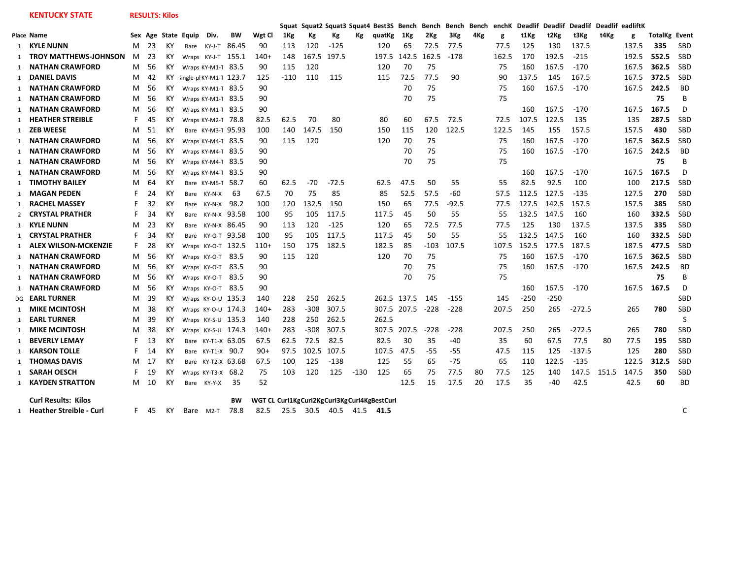**KENTUCKY STATE** **RESULTS: Kilos**

| Place | Name | Sex | Age | State | Equip | Div. | BW | Wgt Cl | Squat 1Kg | Squat2 Kg | Squat3 Kg | Squat4 Kg | Best3SquatKg | Bench 1Kg | Bench 2Kg | Bench 3Kg | Bench 4Kg | BenchKg | Deadlift1Kg | Deadlift2Kg | Deadlift3Kg | Deadlift4Kg | DeadliftKg | TotalKg | Event |
|---|---|---|---|---|---|---|---|---|---|---|---|---|---|---|---|---|---|---|---|---|---|---|---|---|---|
| 1 | KYLE NUNN | M | 23 | KY | Bare | KY-J-T | 86.45 | 90 | 113 | 120 | -125 | | 120 | 65 | 72.5 | 77.5 | | 77.5 | 125 | 130 | 137.5 | | 137.5 | **335** | SBD |
| 1 | TROY MATTHEWS-JOHNSON | M | 23 | KY | Wraps | KY-J-T | 155.1 | 140+ | 148 | 167.5 | 197.5 | | 197.5 | 142.5 | 162.5 | -178 | | 162.5 | 170 | 192.5 | -215 | | 192.5 | **552.5** | SBD |
| 1 | NATHAN CRAWFORD | M | 56 | KY | Wraps | KY-M1-T | 83.5 | 90 | 115 | 120 | | | 120 | 70 | 75 | | | 75 | 160 | 167.5 | -170 | | 167.5 | **362.5** | SBD |
| 1 | DANIEL DAVIS | M | 42 | KY | Single-ply | KY-M1-T | 123.7 | 125 | -110 | 110 | 115 | | 115 | 72.5 | 77.5 | 90 | | 90 | 137.5 | 145 | 167.5 | | 167.5 | **372.5** | SBD |
| 1 | NATHAN CRAWFORD | M | 56 | KY | Wraps | KY-M1-T | 83.5 | 90 | | | | | | 70 | 75 | | | 75 | 160 | 167.5 | -170 | | 167.5 | **242.5** | BD |
| 1 | NATHAN CRAWFORD | M | 56 | KY | Wraps | KY-M1-T | 83.5 | 90 | | | | | | 70 | 75 | | | 75 | | | | | | **75** | B |
| 1 | NATHAN CRAWFORD | M | 56 | KY | Wraps | KY-M1-T | 83.5 | 90 | | | | | | | | | | | 160 | 167.5 | -170 | | 167.5 | **167.5** | D |
| 1 | HEATHER STREIBLE | F | 45 | KY | Wraps | KY-M2-T | 78.8 | 82.5 | 62.5 | 70 | 80 | | 80 | 60 | 67.5 | 72.5 | | 72.5 | 107.5 | 122.5 | 135 | | 135 | **287.5** | SBD |
| 1 | ZEB WEESE | M | 51 | KY | Bare | KY-M3-T | 95.93 | 100 | 140 | 147.5 | 150 | | 150 | 115 | 120 | 122.5 | | 122.5 | 145 | 155 | 157.5 | | 157.5 | **430** | SBD |
| 1 | NATHAN CRAWFORD | M | 56 | KY | Wraps | KY-M4-T | 83.5 | 90 | 115 | 120 | | | 120 | 70 | 75 | | | 75 | 160 | 167.5 | -170 | | 167.5 | **362.5** | SBD |
| 1 | NATHAN CRAWFORD | M | 56 | KY | Wraps | KY-M4-T | 83.5 | 90 | | | | | | 70 | 75 | | | 75 | 160 | 167.5 | -170 | | 167.5 | **242.5** | BD |
| 1 | NATHAN CRAWFORD | M | 56 | KY | Wraps | KY-M4-T | 83.5 | 90 | | | | | | 70 | 75 | | | 75 | | | | | | **75** | B |
| 1 | NATHAN CRAWFORD | M | 56 | KY | Wraps | KY-M4-T | 83.5 | 90 | | | | | | | | | | | 160 | 167.5 | -170 | | 167.5 | **167.5** | D |
| 1 | TIMOTHY BAILEY | M | 64 | KY | Bare | KY-M5-T | 58.7 | 60 | 62.5 | -70 | -72.5 | | 62.5 | 47.5 | 50 | 55 | | 55 | 82.5 | 92.5 | 100 | | 100 | **217.5** | SBD |
| 1 | MAGAN PEDEN | F | 24 | KY | Bare | KY-N-X | 63 | 67.5 | 70 | 75 | 85 | | 85 | 52.5 | 57.5 | -60 | | 57.5 | 112.5 | 127.5 | -135 | | 127.5 | **270** | SBD |
| 1 | RACHEL MASSEY | F | 32 | KY | Bare | KY-N-X | 98.2 | 100 | 120 | 132.5 | 150 | | 150 | 65 | 77.5 | -92.5 | | 77.5 | 127.5 | 142.5 | 157.5 | | 157.5 | **385** | SBD |
| 2 | CRYSTAL PRATHER | F | 34 | KY | Bare | KY-N-X | 93.58 | 100 | 95 | 105 | 117.5 | | 117.5 | 45 | 50 | 55 | | 55 | 132.5 | 147.5 | 160 | | 160 | **332.5** | SBD |
| 1 | KYLE NUNN | M | 23 | KY | Bare | KY-N-X | 86.45 | 90 | 113 | 120 | -125 | | 120 | 65 | 72.5 | 77.5 | | 77.5 | 125 | 130 | 137.5 | | 137.5 | **335** | SBD |
| 1 | CRYSTAL PRATHER | F | 34 | KY | Bare | KY-O-T | 93.58 | 100 | 95 | 105 | 117.5 | | 117.5 | 45 | 50 | 55 | | 55 | 132.5 | 147.5 | 160 | | 160 | **332.5** | SBD |
| 1 | ALEX WILSON-MCKENZIE | F | 28 | KY | Wraps | KY-O-T | 132.5 | 110+ | 150 | 175 | 182.5 | | 182.5 | 85 | -103 | 107.5 | | 107.5 | 152.5 | 177.5 | 187.5 | | 187.5 | **477.5** | SBD |
| 1 | NATHAN CRAWFORD | M | 56 | KY | Wraps | KY-O-T | 83.5 | 90 | 115 | 120 | | | 120 | 70 | 75 | | | 75 | 160 | 167.5 | -170 | | 167.5 | **362.5** | SBD |
| 1 | NATHAN CRAWFORD | M | 56 | KY | Wraps | KY-O-T | 83.5 | 90 | | | | | | 70 | 75 | | | 75 | 160 | 167.5 | -170 | | 167.5 | **242.5** | BD |
| 1 | NATHAN CRAWFORD | M | 56 | KY | Wraps | KY-O-T | 83.5 | 90 | | | | | | 70 | 75 | | | 75 | | | | | | **75** | B |
| 1 | NATHAN CRAWFORD | M | 56 | KY | Wraps | KY-O-T | 83.5 | 90 | | | | | | | | | | | 160 | 167.5 | -170 | | 167.5 | **167.5** | D |
| DQ | EARL TURNER | M | 39 | KY | Wraps | KY-O-U | 135.3 | 140 | 228 | 250 | 262.5 | | 262.5 | 137.5 | 145 | -155 | | 145 | -250 | -250 | | | | | SBD |
| 1 | MIKE MCINTOSH | M | 38 | KY | Wraps | KY-O-U | 174.3 | 140+ | 283 | -308 | 307.5 | | 307.5 | 207.5 | -228 | -228 | | 207.5 | 250 | 265 | -272.5 | | 265 | **780** | SBD |
| 1 | EARL TURNER | M | 39 | KY | Wraps | KY-S-U | 135.3 | 140 | 228 | 250 | 262.5 | | 262.5 | | | | | | | | | | | | S |
| 1 | MIKE MCINTOSH | M | 38 | KY | Wraps | KY-S-U | 174.3 | 140+ | 283 | -308 | 307.5 | | 307.5 | 207.5 | -228 | -228 | | 207.5 | 250 | 265 | -272.5 | | 265 | **780** | SBD |
| 1 | BEVERLY LEMAY | F | 13 | KY | Bare | KY-T1-X | 63.05 | 67.5 | 62.5 | 72.5 | 82.5 | | 82.5 | 30 | 35 | -40 | | 35 | 60 | 67.5 | 77.5 | 80 | 77.5 | **195** | SBD |
| 1 | KARSON TOLLE | F | 14 | KY | Bare | KY-T1-X | 90.7 | 90+ | 97.5 | 102.5 | 107.5 | | 107.5 | 47.5 | -55 | -55 | | 47.5 | 115 | 125 | -137.5 | | 125 | **280** | SBD |
| 1 | THOMAS DAVIS | M | 17 | KY | Bare | KY-T2-X | 63.68 | 67.5 | 100 | 125 | -138 | | 125 | 55 | 65 | -75 | | 65 | 110 | 122.5 | -135 | | 122.5 | **312.5** | SBD |
| 1 | SARAH OESCH | F | 19 | KY | Wraps | KY-T3-X | 68.2 | 75 | 103 | 120 | 125 | -130 | 125 | 65 | 75 | 77.5 | 80 | 77.5 | 125 | 140 | 147.5 | 151.5 | 147.5 | **350** | SBD |
| 1 | KAYDEN STRATTON | M | 10 | KY | Bare | KY-Y-X | 35 | 52 | | | | | | 12.5 | 15 | 17.5 | 20 | 17.5 | 35 | -40 | 42.5 | | 42.5 | **60** | BD |

**Curl Results: Kilos**

| Place | Name | Sex | Age | State | Equip | Div. | BW | WGT CL | Curl1Kg | Curl2Kg | Curl3Kg | Curl4Kg | BestCurl | Event |
|---|---|---|---|---|---|---|---|---|---|---|---|---|---|---|
| 1 | Heather Streible - Curl | F | 45 | KY | Bare | M2-T | 78.8 | 82.5 | 25.5 | 30.5 | 40.5 | 41.5 | **41.5** | C |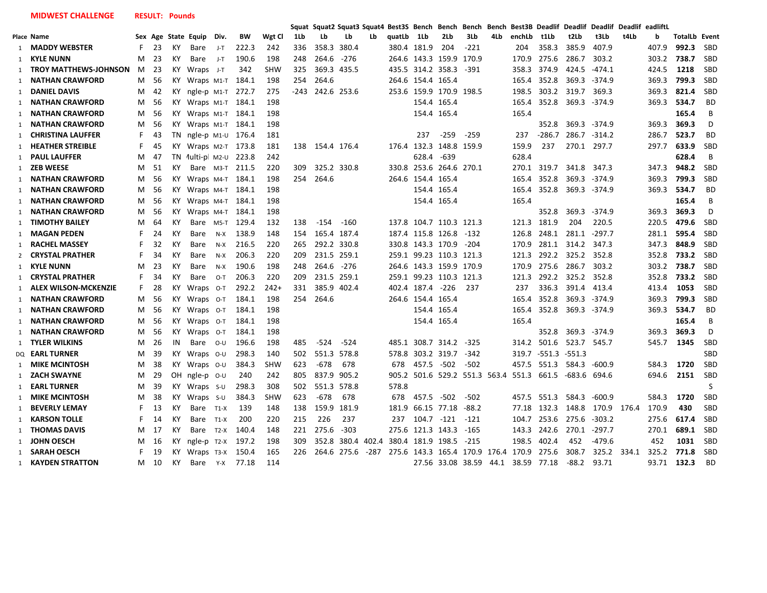**MIDWEST CHALLENGE** **RESULT: Pounds**

| Place | Name | Sex | Age | State | Equip | Div. | BW | Wgt Cl | Squat 1Lb | Squat2 Lb | Squat3 Lb | Squat4 Lb | Best3SquatLb | Bench 1Lb | Bench 2Lb | Bench 3Lb | Bench 4Lb | Best3BenchLb | Deadlift1Lb | Deadlift2Lb | Deadlift3Lb | Deadlift4Lb | DeadliftLb | TotalLb | Event |
|---|---|---|---|---|---|---|---|---|---|---|---|---|---|---|---|---|---|---|---|---|---|---|---|---|---|
| 1 | MADDY WEBSTER | F | 23 | KY | Bare | J-T | 222.3 | 242 | 336 | 358.3 | 380.4 | | 380.4 | 181.9 | 204 | -221 | | 204 | 358.3 | 385.9 | 407.9 | | 407.9 | **992.3** | SBD |
| 1 | KYLE NUNN | M | 23 | KY | Bare | J-T | 190.6 | 198 | 248 | 264.6 | -276 | | 264.6 | 143.3 | 159.9 | 170.9 | | 170.9 | 275.6 | 286.7 | 303.2 | | 303.2 | **738.7** | SBD |
| 1 | TROY MATTHEWS-JOHNSON | M | 23 | KY | Wraps | J-T | 342 | SHW | 325 | 369.3 | 435.5 | | 435.5 | 314.2 | 358.3 | -391 | | 358.3 | 374.9 | 424.5 | -474.1 | | 424.5 | **1218** | SBD |
| 1 | NATHAN CRAWFORD | M | 56 | KY | Wraps | M1-T | 184.1 | 198 | 254 | 264.6 | | | 264.6 | 154.4 | 165.4 | | | 165.4 | 352.8 | 369.3 | -374.9 | | 369.3 | **799.3** | SBD |
| 1 | DANIEL DAVIS | M | 42 | KY | ngle-p | M1-T | 272.7 | 275 | -243 | 242.6 | 253.6 | | 253.6 | 159.9 | 170.9 | 198.5 | | 198.5 | 303.2 | 319.7 | 369.3 | | 369.3 | **821.4** | SBD |
| 1 | NATHAN CRAWFORD | M | 56 | KY | Wraps | M1-T | 184.1 | 198 | | | | | | 154.4 | 165.4 | | | 165.4 | 352.8 | 369.3 | -374.9 | | 369.3 | **534.7** | BD |
| 1 | NATHAN CRAWFORD | M | 56 | KY | Wraps | M1-T | 184.1 | 198 | | | | | | 154.4 | 165.4 | | | 165.4 | | | | | | **165.4** | B |
| 1 | NATHAN CRAWFORD | M | 56 | KY | Wraps | M1-T | 184.1 | 198 | | | | | | | | | | | 352.8 | 369.3 | -374.9 | | 369.3 | **369.3** | D |
| 1 | CHRISTINA LAUFFER | F | 43 | TN | ngle-p | M1-U | 176.4 | 181 | | | | | | 237 | -259 | -259 | | 237 | -286.7 | 286.7 | -314.2 | | 286.7 | **523.7** | BD |
| 1 | HEATHER STREIBLE | F | 45 | KY | Wraps | M2-T | 173.8 | 181 | 138 | 154.4 | 176.4 | | 176.4 | 132.3 | 148.8 | 159.9 | | 159.9 | 237 | 270.1 | 297.7 | | 297.7 | **633.9** | SBD |
| 1 | PAUL LAUFFER | M | 47 | TN | Multi-pl | M2-U | 223.8 | 242 | | | | | | 628.4 | -639 | | | 628.4 | | | | | | **628.4** | B |
| 1 | ZEB WEESE | M | 51 | KY | Bare | M3-T | 211.5 | 220 | 309 | 325.2 | 330.8 | | 330.8 | 253.6 | 264.6 | 270.1 | | 270.1 | 319.7 | 341.8 | 347.3 | | 347.3 | **948.2** | SBD |
| 1 | NATHAN CRAWFORD | M | 56 | KY | Wraps | M4-T | 184.1 | 198 | 254 | 264.6 | | | 264.6 | 154.4 | 165.4 | | | 165.4 | 352.8 | 369.3 | -374.9 | | 369.3 | **799.3** | SBD |
| 1 | NATHAN CRAWFORD | M | 56 | KY | Wraps | M4-T | 184.1 | 198 | | | | | | 154.4 | 165.4 | | | 165.4 | 352.8 | 369.3 | -374.9 | | 369.3 | **534.7** | BD |
| 1 | NATHAN CRAWFORD | M | 56 | KY | Wraps | M4-T | 184.1 | 198 | | | | | | 154.4 | 165.4 | | | 165.4 | | | | | | **165.4** | B |
| 1 | NATHAN CRAWFORD | M | 56 | KY | Wraps | M4-T | 184.1 | 198 | | | | | | | | | | | 352.8 | 369.3 | -374.9 | | 369.3 | **369.3** | D |
| 1 | TIMOTHY BAILEY | M | 64 | KY | Bare | M5-T | 129.4 | 132 | 138 | -154 | -160 | | 137.8 | 104.7 | 110.3 | 121.3 | | 121.3 | 181.9 | 204 | 220.5 | | 220.5 | **479.6** | SBD |
| 1 | MAGAN PEDEN | F | 24 | KY | Bare | N-X | 138.9 | 148 | 154 | 165.4 | 187.4 | | 187.4 | 115.8 | 126.8 | -132 | | 126.8 | 248.1 | 281.1 | -297.7 | | 281.1 | **595.4** | SBD |
| 1 | RACHEL MASSEY | F | 32 | KY | Bare | N-X | 216.5 | 220 | 265 | 292.2 | 330.8 | | 330.8 | 143.3 | 170.9 | -204 | | 170.9 | 281.1 | 314.2 | 347.3 | | 347.3 | **848.9** | SBD |
| 2 | CRYSTAL PRATHER | F | 34 | KY | Bare | N-X | 206.3 | 220 | 209 | 231.5 | 259.1 | | 259.1 | 99.23 | 110.3 | 121.3 | | 121.3 | 292.2 | 325.2 | 352.8 | | 352.8 | **733.2** | SBD |
| 1 | KYLE NUNN | M | 23 | KY | Bare | N-X | 190.6 | 198 | 248 | 264.6 | -276 | | 264.6 | 143.3 | 159.9 | 170.9 | | 170.9 | 275.6 | 286.7 | 303.2 | | 303.2 | **738.7** | SBD |
| 1 | CRYSTAL PRATHER | F | 34 | KY | Bare | O-T | 206.3 | 220 | 209 | 231.5 | 259.1 | | 259.1 | 99.23 | 110.3 | 121.3 | | 121.3 | 292.2 | 325.2 | 352.8 | | 352.8 | **733.2** | SBD |
| 1 | ALEX WILSON-MCKENZIE | F | 28 | KY | Wraps | O-T | 292.2 | 242+ | 331 | 385.9 | 402.4 | | 402.4 | 187.4 | -226 | 237 | | 237 | 336.3 | 391.4 | 413.4 | | 413.4 | **1053** | SBD |
| 1 | NATHAN CRAWFORD | M | 56 | KY | Wraps | O-T | 184.1 | 198 | 254 | 264.6 | | | 264.6 | 154.4 | 165.4 | | | 165.4 | 352.8 | 369.3 | -374.9 | | 369.3 | **799.3** | SBD |
| 1 | NATHAN CRAWFORD | M | 56 | KY | Wraps | O-T | 184.1 | 198 | | | | | | 154.4 | 165.4 | | | 165.4 | 352.8 | 369.3 | -374.9 | | 369.3 | **534.7** | BD |
| 1 | NATHAN CRAWFORD | M | 56 | KY | Wraps | O-T | 184.1 | 198 | | | | | | 154.4 | 165.4 | | | 165.4 | | | | | | **165.4** | B |
| 1 | NATHAN CRAWFORD | M | 56 | KY | Wraps | O-T | 184.1 | 198 | | | | | | | | | | | 352.8 | 369.3 | -374.9 | | 369.3 | **369.3** | D |
| 1 | TYLER WILKINS | M | 26 | IN | Bare | O-U | 196.6 | 198 | 485 | -524 | -524 | | 485.1 | 308.7 | 314.2 | -325 | | 314.2 | 501.6 | 523.7 | 545.7 | | 545.7 | **1345** | SBD |
| DQ | EARL TURNER | M | 39 | KY | Wraps | O-U | 298.3 | 140 | 502 | 551.3 | 578.8 | | 578.8 | 303.2 | 319.7 | -342 | | 319.7 | -551.3 | -551.3 | | | | | SBD |
| 1 | MIKE MCINTOSH | M | 38 | KY | Wraps | O-U | 384.3 | SHW | 623 | -678 | 678 | | 678 | 457.5 | -502 | -502 | | 457.5 | 551.3 | 584.3 | -600.9 | | 584.3 | **1720** | SBD |
| 1 | ZACH SWAYNE | M | 29 | OH | ngle-p | O-U | 240 | 242 | 805 | 837.9 | 905.2 | | 905.2 | 501.6 | 529.2 | 551.3 | 563.4 | 551.3 | 661.5 | -683.6 | 694.6 | | 694.6 | **2151** | SBD |
| 1 | EARL TURNER | M | 39 | KY | Wraps | S-U | 298.3 | 308 | 502 | 551.3 | 578.8 | | 578.8 | | | | | | | | | | | | S |
| 1 | MIKE MCINTOSH | M | 38 | KY | Wraps | S-U | 384.3 | SHW | 623 | -678 | 678 | | 678 | 457.5 | -502 | -502 | | 457.5 | 551.3 | 584.3 | -600.9 | | 584.3 | **1720** | SBD |
| 1 | BEVERLY LEMAY | F | 13 | KY | Bare | T1-X | 139 | 148 | 138 | 159.9 | 181.9 | | 181.9 | 66.15 | 77.18 | -88.2 | | 77.18 | 132.3 | 148.8 | 170.9 | 176.4 | 170.9 | **430** | SBD |
| 1 | KARSON TOLLE | F | 14 | KY | Bare | T1-X | 200 | 220 | 215 | 226 | 237 | | 237 | 104.7 | -121 | -121 | | 104.7 | 253.6 | 275.6 | -303.2 | | 275.6 | **617.4** | SBD |
| 1 | THOMAS DAVIS | M | 17 | KY | Bare | T2-X | 140.4 | 148 | 221 | 275.6 | -303 | | 275.6 | 121.3 | 143.3 | -165 | | 143.3 | 242.6 | 270.1 | -297.7 | | 270.1 | **689.1** | SBD |
| 1 | JOHN OESCH | M | 16 | KY | ngle-p | T2-X | 197.2 | 198 | 309 | 352.8 | 380.4 | 402.4 | 380.4 | 181.9 | 198.5 | -215 | | 198.5 | 402.4 | 452 | -479.6 | | 452 | **1031** | SBD |
| 1 | SARAH OESCH | F | 19 | KY | Wraps | T3-X | 150.4 | 165 | 226 | 264.6 | 275.6 | -287 | 275.6 | 143.3 | 165.4 | 170.9 | 176.4 | 170.9 | 275.6 | 308.7 | 325.2 | 334.1 | 325.2 | **771.8** | SBD |
| 1 | KAYDEN STRATTON | M | 10 | KY | Bare | Y-X | 77.18 | 114 | | | | | | 27.56 | 33.08 | 38.59 | 44.1 | 38.59 | 77.18 | -88.2 | 93.71 | | 93.71 | **132.3** | BD |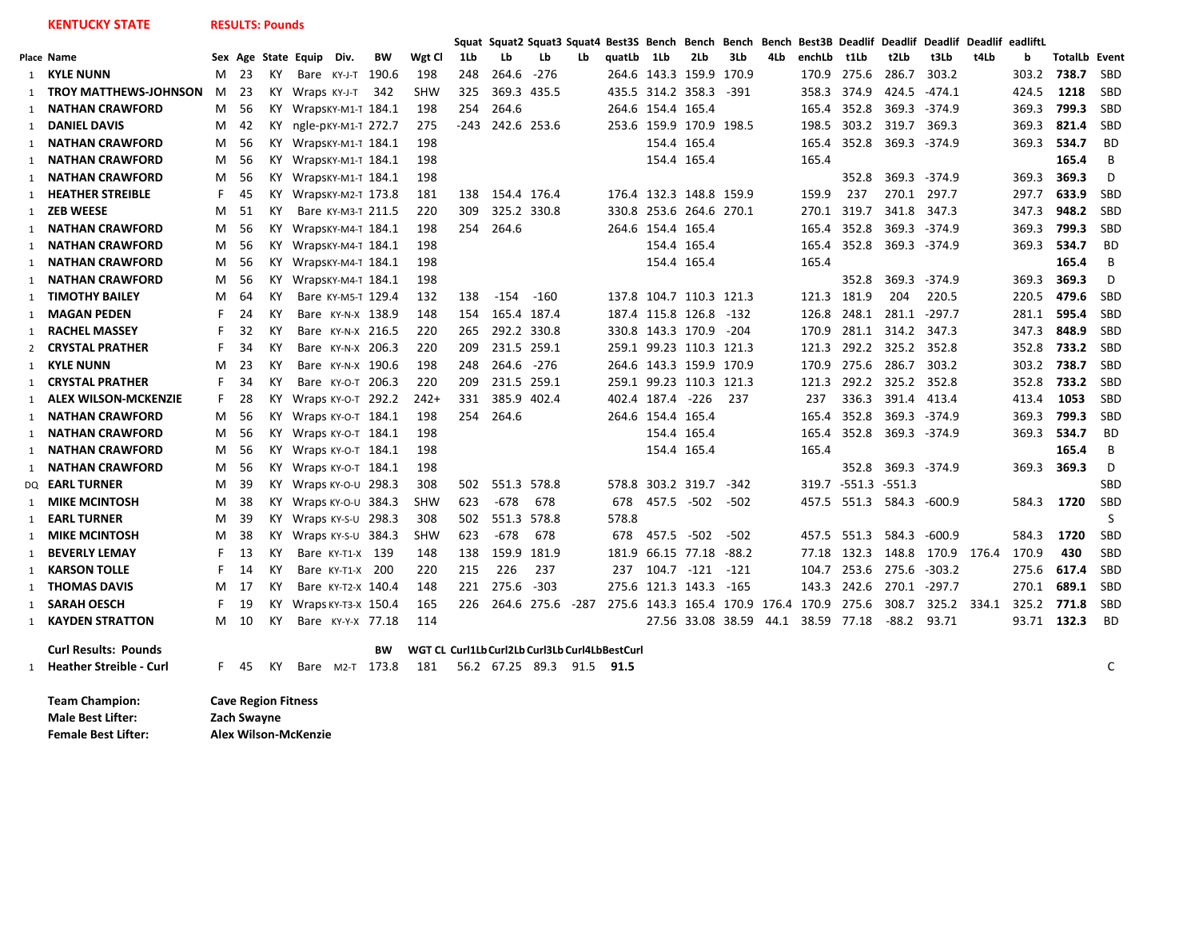**KENTUCKY STATE** **RESULTS: Pounds**

| Place | Name | Sex | Age | State | Equip | Div. | BW | Wgt Cl | Squat 1Lb | Squat2 Lb | Squat3 Lb | Squat4 Lb | Best3S quatLb | Bench 1Lb | Bench 2Lb | Bench 3Lb | Bench 4Lb | Best3B enchLb | Deadlif t1Lb | Deadlif t2Lb | Deadlif t3Lb | Deadlif t4Lb | eadliftL b | TotalLb | Event |
|---|---|---|---|---|---|---|---|---|---|---|---|---|---|---|---|---|---|---|---|---|---|---|---|---|---|
| 1 | **KYLE NUNN** | M | 23 | KY | Bare | KY-J-T | 190.6 | 198 | 248 | 264.6 | -276 | | 264.6 | 143.3 | 159.9 | 170.9 | | 170.9 | 275.6 | 286.7 | 303.2 | | 303.2 | **738.7** | SBD |
| 1 | **TROY MATTHEWS-JOHNSON** | M | 23 | KY | Wraps | KY-J-T | 342 | SHW | 325 | 369.3 | 435.5 | | 435.5 | 314.2 | 358.3 | -391 | | 358.3 | 374.9 | 424.5 | -474.1 | | 424.5 | **1218** | SBD |
| 1 | **NATHAN CRAWFORD** | M | 56 | KY | Wraps | KY-M1-T | 184.1 | 198 | 254 | 264.6 | | | 264.6 | 154.4 | 165.4 | | | 165.4 | 352.8 | 369.3 | -374.9 | | 369.3 | **799.3** | SBD |
| 1 | **DANIEL DAVIS** | M | 42 | KY | ngle-p | KY-M1-T | 272.7 | 275 | -243 | 242.6 | 253.6 | | 253.6 | 159.9 | 170.9 | 198.5 | | 198.5 | 303.2 | 319.7 | 369.3 | | 369.3 | **821.4** | SBD |
| 1 | **NATHAN CRAWFORD** | M | 56 | KY | Wraps | KY-M1-T | 184.1 | 198 | | | | | | 154.4 | 165.4 | | | 165.4 | 352.8 | 369.3 | -374.9 | | 369.3 | **534.7** | BD |
| 1 | **NATHAN CRAWFORD** | M | 56 | KY | Wraps | KY-M1-T | 184.1 | 198 | | | | | | 154.4 | 165.4 | | | 165.4 | | | | | | **165.4** | B |
| 1 | **NATHAN CRAWFORD** | M | 56 | KY | Wraps | KY-M1-T | 184.1 | 198 | | | | | | | | | | | 352.8 | 369.3 | -374.9 | | 369.3 | **369.3** | D |
| 1 | **HEATHER STREIBLE** | F | 45 | KY | Wraps | KY-M2-T | 173.8 | 181 | 138 | 154.4 | 176.4 | | 176.4 | 132.3 | 148.8 | 159.9 | | 159.9 | 237 | 270.1 | 297.7 | | 297.7 | **633.9** | SBD |
| 1 | **ZEB WEESE** | M | 51 | KY | Bare | KY-M3-T | 211.5 | 220 | 309 | 325.2 | 330.8 | | 330.8 | 253.6 | 264.6 | 270.1 | | 270.1 | 319.7 | 341.8 | 347.3 | | 347.3 | **948.2** | SBD |
| 1 | **NATHAN CRAWFORD** | M | 56 | KY | Wraps | KY-M4-T | 184.1 | 198 | 254 | 264.6 | | | 264.6 | 154.4 | 165.4 | | | 165.4 | 352.8 | 369.3 | -374.9 | | 369.3 | **799.3** | SBD |
| 1 | **NATHAN CRAWFORD** | M | 56 | KY | Wraps | KY-M4-T | 184.1 | 198 | | | | | | 154.4 | 165.4 | | | 165.4 | 352.8 | 369.3 | -374.9 | | 369.3 | **534.7** | BD |
| 1 | **NATHAN CRAWFORD** | M | 56 | KY | Wraps | KY-M4-T | 184.1 | 198 | | | | | | 154.4 | 165.4 | | | 165.4 | | | | | | **165.4** | B |
| 1 | **NATHAN CRAWFORD** | M | 56 | KY | Wraps | KY-M4-T | 184.1 | 198 | | | | | | | | | | | 352.8 | 369.3 | -374.9 | | 369.3 | **369.3** | D |
| 1 | **TIMOTHY BAILEY** | M | 64 | KY | Bare | KY-M5-T | 129.4 | 132 | 138 | -154 | -160 | | 137.8 | 104.7 | 110.3 | 121.3 | | 121.3 | 181.9 | 204 | 220.5 | | 220.5 | **479.6** | SBD |
| 1 | **MAGAN PEDEN** | F | 24 | KY | Bare | KY-N-X | 138.9 | 148 | 154 | 165.4 | 187.4 | | 187.4 | 115.8 | 126.8 | -132 | | 126.8 | 248.1 | 281.1 | -297.7 | | 281.1 | **595.4** | SBD |
| 1 | **RACHEL MASSEY** | F | 32 | KY | Bare | KY-N-X | 216.5 | 220 | 265 | 292.2 | 330.8 | | 330.8 | 143.3 | 170.9 | -204 | | 170.9 | 281.1 | 314.2 | 347.3 | | 347.3 | **848.9** | SBD |
| 2 | **CRYSTAL PRATHER** | F | 34 | KY | Bare | KY-N-X | 206.3 | 220 | 209 | 231.5 | 259.1 | | 259.1 | 99.23 | 110.3 | 121.3 | | 121.3 | 292.2 | 325.2 | 352.8 | | 352.8 | **733.2** | SBD |
| 1 | **KYLE NUNN** | M | 23 | KY | Bare | KY-N-X | 190.6 | 198 | 248 | 264.6 | -276 | | 264.6 | 143.3 | 159.9 | 170.9 | | 170.9 | 275.6 | 286.7 | 303.2 | | 303.2 | **738.7** | SBD |
| 1 | **CRYSTAL PRATHER** | F | 34 | KY | Bare | KY-O-T | 206.3 | 220 | 209 | 231.5 | 259.1 | | 259.1 | 99.23 | 110.3 | 121.3 | | 121.3 | 292.2 | 325.2 | 352.8 | | 352.8 | **733.2** | SBD |
| 1 | **ALEX WILSON-MCKENZIE** | F | 28 | KY | Wraps | KY-O-T | 292.2 | 242+ | 331 | 385.9 | 402.4 | | 402.4 | 187.4 | -226 | 237 | | 237 | 336.3 | 391.4 | 413.4 | | 413.4 | **1053** | SBD |
| 1 | **NATHAN CRAWFORD** | M | 56 | KY | Wraps | KY-O-T | 184.1 | 198 | 254 | 264.6 | | | 264.6 | 154.4 | 165.4 | | | 165.4 | 352.8 | 369.3 | -374.9 | | 369.3 | **799.3** | SBD |
| 1 | **NATHAN CRAWFORD** | M | 56 | KY | Wraps | KY-O-T | 184.1 | 198 | | | | | | 154.4 | 165.4 | | | 165.4 | 352.8 | 369.3 | -374.9 | | 369.3 | **534.7** | BD |
| 1 | **NATHAN CRAWFORD** | M | 56 | KY | Wraps | KY-O-T | 184.1 | 198 | | | | | | 154.4 | 165.4 | | | 165.4 | | | | | | **165.4** | B |
| 1 | **NATHAN CRAWFORD** | M | 56 | KY | Wraps | KY-O-T | 184.1 | 198 | | | | | | | | | | | 352.8 | 369.3 | -374.9 | | 369.3 | **369.3** | D |
| DQ | **EARL TURNER** | M | 39 | KY | Wraps | KY-O-U | 298.3 | 308 | 502 | 551.3 | 578.8 | | 578.8 | 303.2 | 319.7 | -342 | | 319.7 | -551.3 | -551.3 | | | | | SBD |
| 1 | **MIKE MCINTOSH** | M | 38 | KY | Wraps | KY-O-U | 384.3 | SHW | 623 | -678 | 678 | | 678 | 457.5 | -502 | -502 | | 457.5 | 551.3 | 584.3 | -600.9 | | 584.3 | **1720** | SBD |
| 1 | **EARL TURNER** | M | 39 | KY | Wraps | KY-S-U | 298.3 | 308 | 502 | 551.3 | 578.8 | | 578.8 | | | | | | | | | | | | S |
| 1 | **MIKE MCINTOSH** | M | 38 | KY | Wraps | KY-S-U | 384.3 | SHW | 623 | -678 | 678 | | 678 | 457.5 | -502 | -502 | | 457.5 | 551.3 | 584.3 | -600.9 | | 584.3 | **1720** | SBD |
| 1 | **BEVERLY LEMAY** | F | 13 | KY | Bare | KY-T1-X | 139 | 148 | 138 | 159.9 | 181.9 | | 181.9 | 66.15 | 77.18 | -88.2 | | 77.18 | 132.3 | 148.8 | 170.9 | 176.4 | 170.9 | **430** | SBD |
| 1 | **KARSON TOLLE** | F | 14 | KY | Bare | KY-T1-X | 200 | 220 | 215 | 226 | 237 | | 237 | 104.7 | -121 | -121 | | 104.7 | 253.6 | 275.6 | -303.2 | | 275.6 | **617.4** | SBD |
| 1 | **THOMAS DAVIS** | M | 17 | KY | Bare | KY-T2-X | 140.4 | 148 | 221 | 275.6 | -303 | | 275.6 | 121.3 | 143.3 | -165 | | 143.3 | 242.6 | 270.1 | -297.7 | | 270.1 | **689.1** | SBD |
| 1 | **SARAH OESCH** | F | 19 | KY | Wraps | KY-T3-X | 150.4 | 165 | 226 | 264.6 | 275.6 | -287 | 275.6 | 143.3 | 165.4 | 170.9 | 176.4 | 170.9 | 275.6 | 308.7 | 325.2 | 334.1 | 325.2 | **771.8** | SBD |
| 1 | **KAYDEN STRATTON** | M | 10 | KY | Bare | KY-Y-X | 77.18 | 114 | | | | | | 27.56 | 33.08 | 38.59 | 44.1 | 38.59 | 77.18 | -88.2 | 93.71 | | 93.71 | **132.3** | BD |

| | Curl Results: Pounds | | | | | | BW | WGT CL | Curl1Lb | Curl2Lb | Curl3Lb | Curl4Lb | BestCurl | |
|---|---|---|---|---|---|---|---|---|---|---|---|---|---|---|
| 1 | **Heather Streible - Curl** | F | 45 | KY | Bare | M2-T | 173.8 | 181 | 56.2 | 67.25 | 89.3 | 91.5 | **91.5** | C |

**Team Champion:** **Cave Region Fitness**
**Male Best Lifter:** **Zach Swayne**
**Female Best Lifter:** **Alex Wilson-McKenzie**